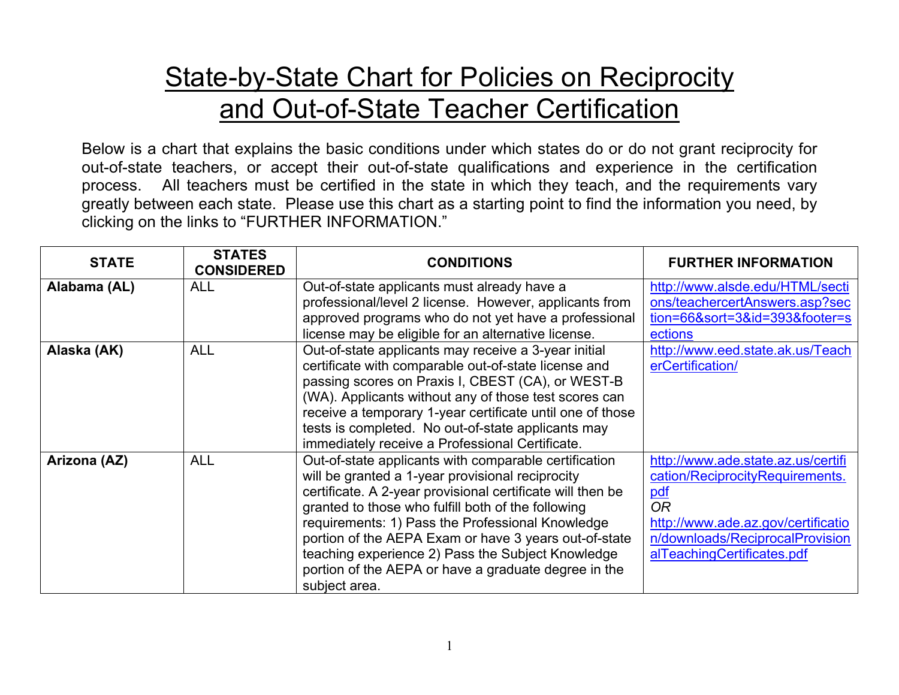# State-by-State Chart for Policies on Reciprocity and Out-of-State Teacher Certification

Below is a chart that explains the basic conditions under which states do or do not grant reciprocity for out-of-state teachers, or accept their out-of-state qualifications and experience in the certification process. All teachers must be certified in the state in which they teach, and the requirements vary greatly between each state. Please use this chart as a starting point to find the information you need, by clicking on the links to "FURTHER INFORMATION."

| STATE | STATES CONSIDERED | CONDITIONS | FURTHER INFORMATION |
|---|---|---|---|
| **Alabama (AL)** | ALL | Out-of-state applicants must already have a professional/level 2 license. However, applicants from approved programs who do not yet have a professional license may be eligible for an alternative license. | http://www.alsde.edu/HTML/sections/teachercertAnswers.asp?section=66&sort=3&id=393&footer=sections |
| **Alaska (AK)** | ALL | Out-of-state applicants may receive a 3-year initial certificate with comparable out-of-state license and passing scores on Praxis I, CBEST (CA), or WEST-B (WA). Applicants without any of those test scores can receive a temporary 1-year certificate until one of those tests is completed. No out-of-state applicants may immediately receive a Professional Certificate. | http://www.eed.state.ak.us/TeacherCertification/ |
| **Arizona (AZ)** | ALL | Out-of-state applicants with comparable certification will be granted a 1-year provisional reciprocity certificate. A 2-year provisional certificate will then be granted to those who fulfill both of the following requirements: 1) Pass the Professional Knowledge portion of the AEPA Exam or have 3 years out-of-state teaching experience 2) Pass the Subject Knowledge portion of the AEPA or have a graduate degree in the subject area. | http://www.ade.state.az.us/certification/ReciprocityRequirements.pdf *OR* http://www.ade.az.gov/certification/downloads/ReciprocalProvisionalTeachingCertificates.pdf |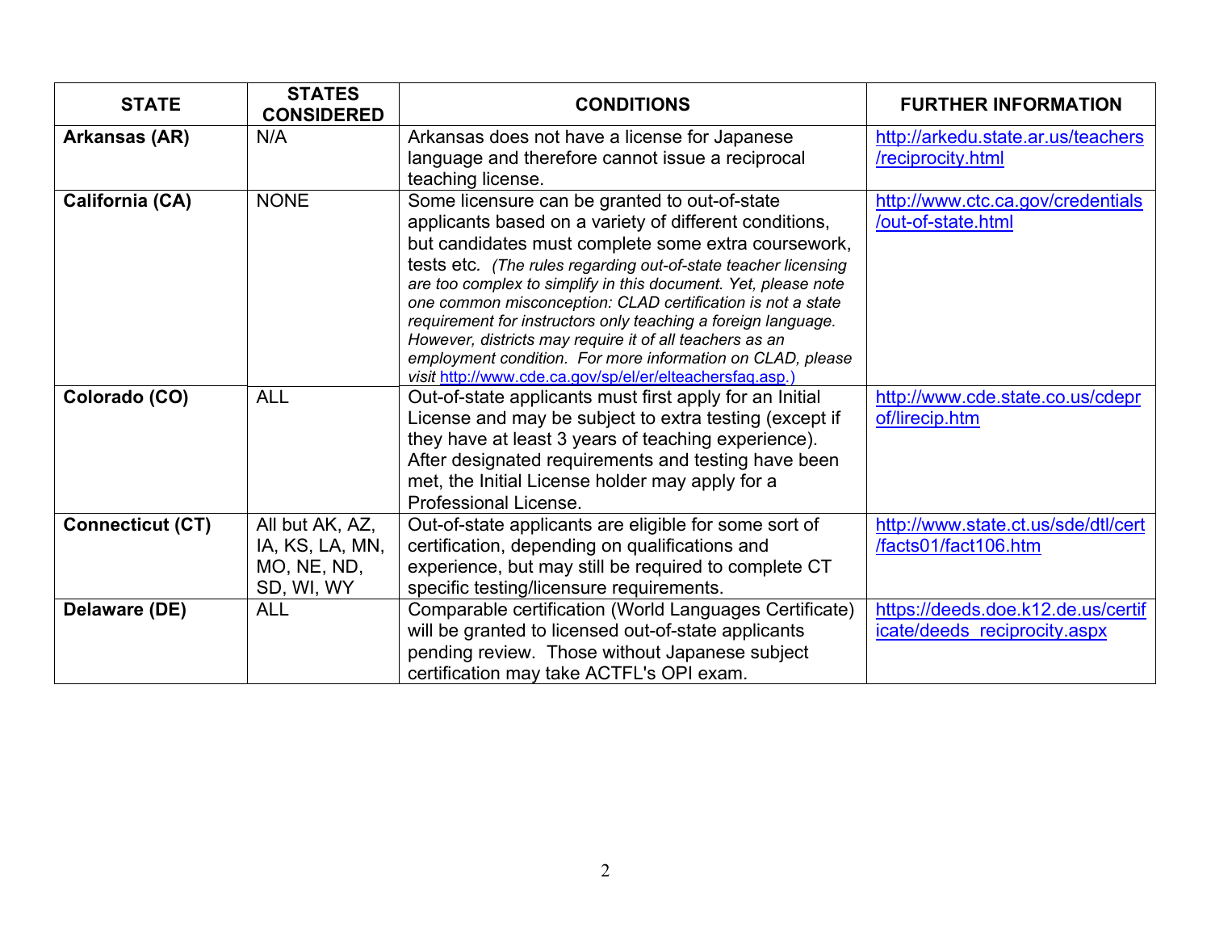| STATE | STATES CONSIDERED | CONDITIONS | FURTHER INFORMATION |
|---|---|---|---|
| **Arkansas (AR)** | N/A | Arkansas does not have a license for Japanese language and therefore cannot issue a reciprocal teaching license. | http://arkedu.state.ar.us/teachers/reciprocity.html |
| **California (CA)** | NONE | Some licensure can be granted to out-of-state applicants based on a variety of different conditions, but candidates must complete some extra coursework, tests etc. *(The rules regarding out-of-state teacher licensing are too complex to simplify in this document. Yet, please note one common misconception: CLAD certification is not a state requirement for instructors only teaching a foreign language. However, districts may require it of all teachers as an employment condition. For more information on CLAD, please visit* http://www.cde.ca.gov/sp/el/er/elteachersfaq.asp.*)* | http://www.ctc.ca.gov/credentials/out-of-state.html |
| **Colorado (CO)** | ALL | Out-of-state applicants must first apply for an Initial License and may be subject to extra testing (except if they have at least 3 years of teaching experience). After designated requirements and testing have been met, the Initial License holder may apply for a Professional License. | http://www.cde.state.co.us/cdeprof/lirecip.htm |
| **Connecticut (CT)** | All but AK, AZ, IA, KS, LA, MN, MO, NE, ND, SD, WI, WY | Out-of-state applicants are eligible for some sort of certification, depending on qualifications and experience, but may still be required to complete CT specific testing/licensure requirements. | http://www.state.ct.us/sde/dtl/cert/facts01/fact106.htm |
| **Delaware (DE)** | ALL | Comparable certification (World Languages Certificate) will be granted to licensed out-of-state applicants pending review. Those without Japanese subject certification may take ACTFL's OPI exam. | https://deeds.doe.k12.de.us/certificate/deeds_reciprocity.aspx |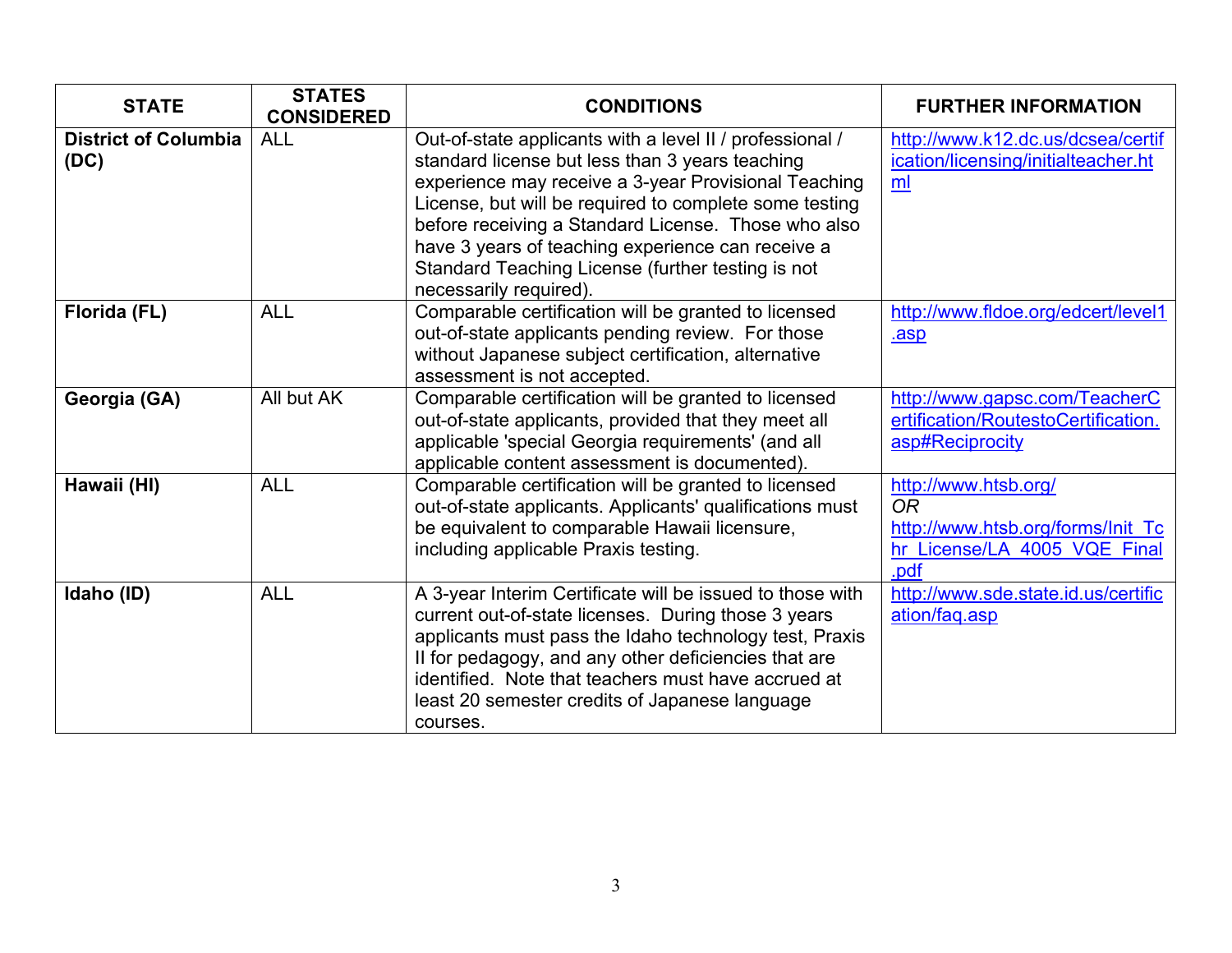| STATE | STATES CONSIDERED | CONDITIONS | FURTHER INFORMATION |
|---|---|---|---|
| **District of Columbia (DC)** | ALL | Out-of-state applicants with a level II / professional / standard license but less than 3 years teaching experience may receive a 3-year Provisional Teaching License, but will be required to complete some testing before receiving a Standard License. Those who also have 3 years of teaching experience can receive a Standard Teaching License (further testing is not necessarily required). | http://www.k12.dc.us/dcsea/certification/licensing/initialteacher.html |
| **Florida (FL)** | ALL | Comparable certification will be granted to licensed out-of-state applicants pending review. For those without Japanese subject certification, alternative assessment is not accepted. | http://www.fldoe.org/edcert/level1.asp |
| **Georgia (GA)** | All but AK | Comparable certification will be granted to licensed out-of-state applicants, provided that they meet all applicable 'special Georgia requirements' (and all applicable content assessment is documented). | http://www.gapsc.com/TeacherCertification/RoutestoCertification.asp#Reciprocity |
| **Hawaii (HI)** | ALL | Comparable certification will be granted to licensed out-of-state applicants. Applicants' qualifications must be equivalent to comparable Hawaii licensure, including applicable Praxis testing. | http://www.htsb.org/ *OR* http://www.htsb.org/forms/Init_Tchr_License/LA_4005_VQE_Final.pdf |
| **Idaho (ID)** | ALL | A 3-year Interim Certificate will be issued to those with current out-of-state licenses. During those 3 years applicants must pass the Idaho technology test, Praxis II for pedagogy, and any other deficiencies that are identified. Note that teachers must have accrued at least 20 semester credits of Japanese language courses. | http://www.sde.state.id.us/certification/faq.asp |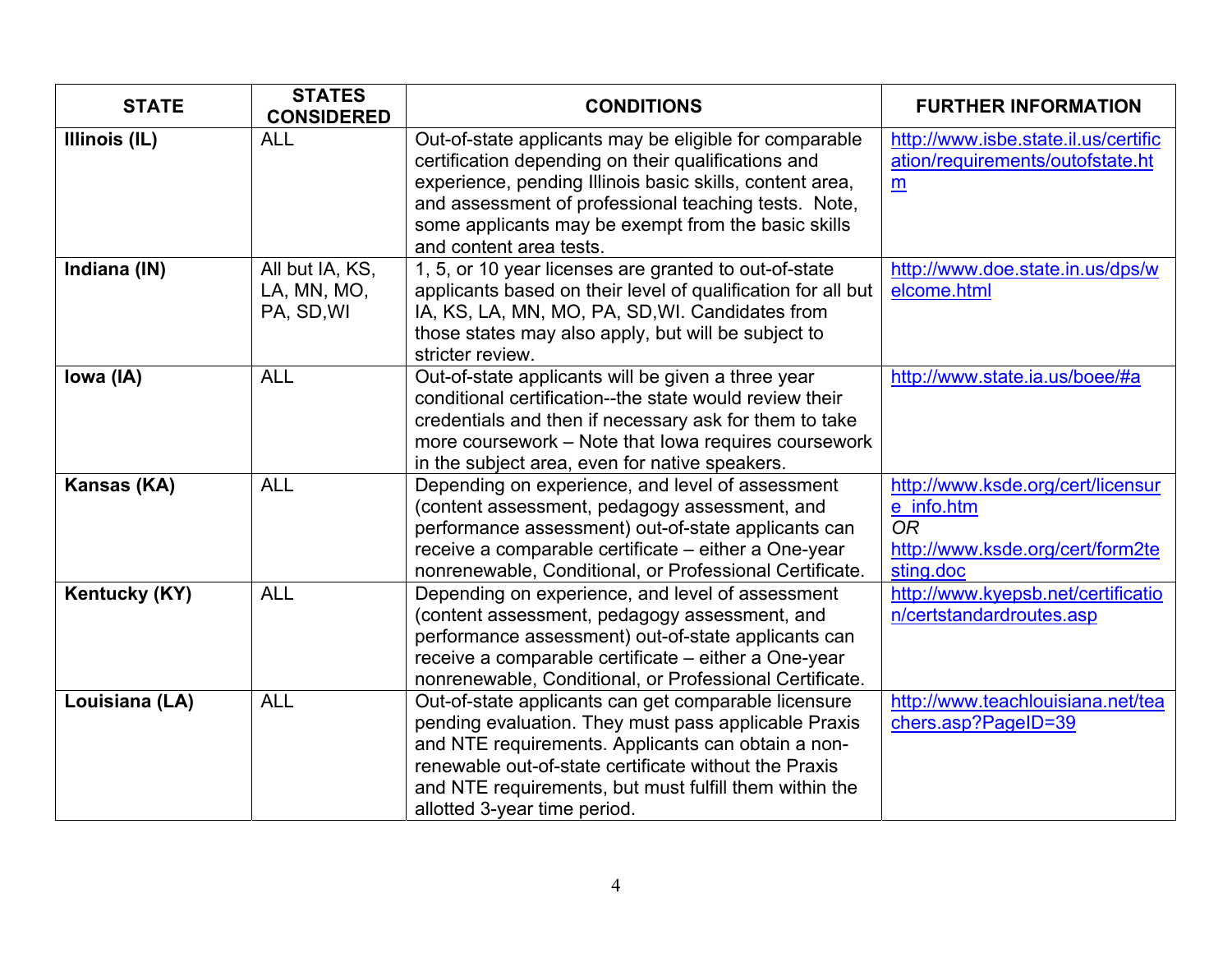| STATE | STATES CONSIDERED | CONDITIONS | FURTHER INFORMATION |
|---|---|---|---|
| **Illinois (IL)** | ALL | Out-of-state applicants may be eligible for comparable certification depending on their qualifications and experience, pending Illinois basic skills, content area, and assessment of professional teaching tests. Note, some applicants may be exempt from the basic skills and content area tests. | http://www.isbe.state.il.us/certification/requirements/outofstate.htm |
| **Indiana (IN)** | All but IA, KS, LA, MN, MO, PA, SD,WI | 1, 5, or 10 year licenses are granted to out-of-state applicants based on their level of qualification for all but IA, KS, LA, MN, MO, PA, SD,WI. Candidates from those states may also apply, but will be subject to stricter review. | http://www.doe.state.in.us/dps/welcome.html |
| **Iowa (IA)** | ALL | Out-of-state applicants will be given a three year conditional certification--the state would review their credentials and then if necessary ask for them to take more coursework – Note that Iowa requires coursework in the subject area, even for native speakers. | http://www.state.ia.us/boee/#a |
| **Kansas (KA)** | ALL | Depending on experience, and level of assessment (content assessment, pedagogy assessment, and performance assessment) out-of-state applicants can receive a comparable certificate – either a One-year nonrenewable, Conditional, or Professional Certificate. | http://www.ksde.org/cert/licensure_info.htm *OR* http://www.ksde.org/cert/form2testing.doc |
| **Kentucky (KY)** | ALL | Depending on experience, and level of assessment (content assessment, pedagogy assessment, and performance assessment) out-of-state applicants can receive a comparable certificate – either a One-year nonrenewable, Conditional, or Professional Certificate. | http://www.kyepsb.net/certification/certstandardroutes.asp |
| **Louisiana (LA)** | ALL | Out-of-state applicants can get comparable licensure pending evaluation. They must pass applicable Praxis and NTE requirements. Applicants can obtain a non-renewable out-of-state certificate without the Praxis and NTE requirements, but must fulfill them within the allotted 3-year time period. | http://www.teachlouisiana.net/teachers.asp?PageID=39 |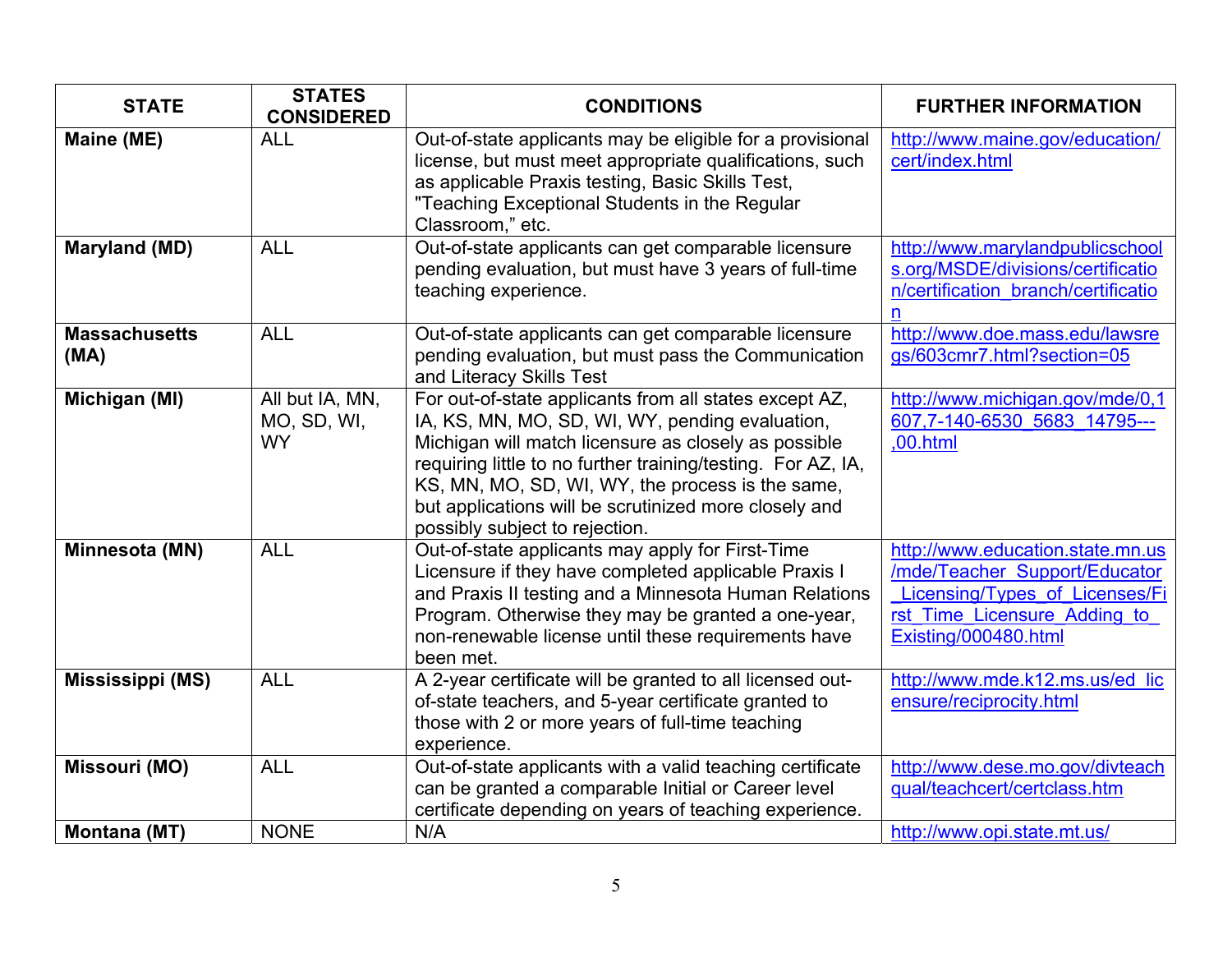| STATE | STATES CONSIDERED | CONDITIONS | FURTHER INFORMATION |
| --- | --- | --- | --- |
| **Maine (ME)** | ALL | Out-of-state applicants may be eligible for a provisional license, but must meet appropriate qualifications, such as applicable Praxis testing, Basic Skills Test, "Teaching Exceptional Students in the Regular Classroom," etc. | http://www.maine.gov/education/cert/index.html |
| **Maryland (MD)** | ALL | Out-of-state applicants can get comparable licensure pending evaluation, but must have 3 years of full-time teaching experience. | http://www.marylandpublicschools.org/MSDE/divisions/certification/certification_branch/certification |
| **Massachusetts (MA)** | ALL | Out-of-state applicants can get comparable licensure pending evaluation, but must pass the Communication and Literacy Skills Test | http://www.doe.mass.edu/lawsregs/603cmr7.html?section=05 |
| **Michigan (MI)** | All but IA, MN, MO, SD, WI, WY | For out-of-state applicants from all states except AZ, IA, KS, MN, MO, SD, WI, WY, pending evaluation, Michigan will match licensure as closely as possible requiring little to no further training/testing. For AZ, IA, KS, MN, MO, SD, WI, WY, the process is the same, but applications will be scrutinized more closely and possibly subject to rejection. | http://www.michigan.gov/mde/0,1607,7-140-6530_5683_14795---,00.html |
| **Minnesota (MN)** | ALL | Out-of-state applicants may apply for First-Time Licensure if they have completed applicable Praxis I and Praxis II testing and a Minnesota Human Relations Program. Otherwise they may be granted a one-year, non-renewable license until these requirements have been met. | http://www.education.state.mn.us/mde/Teacher_Support/Educator_Licensing/Types_of_Licenses/First_Time_Licensure_Adding_to_Existing/000480.html |
| **Mississippi (MS)** | ALL | A 2-year certificate will be granted to all licensed out-of-state teachers, and 5-year certificate granted to those with 2 or more years of full-time teaching experience. | http://www.mde.k12.ms.us/ed_licensure/reciprocity.html |
| **Missouri (MO)** | ALL | Out-of-state applicants with a valid teaching certificate can be granted a comparable Initial or Career level certificate depending on years of teaching experience. | http://www.dese.mo.gov/divteachqual/teachcert/certclass.htm |
| **Montana (MT)** | NONE | N/A | http://www.opi.state.mt.us/ |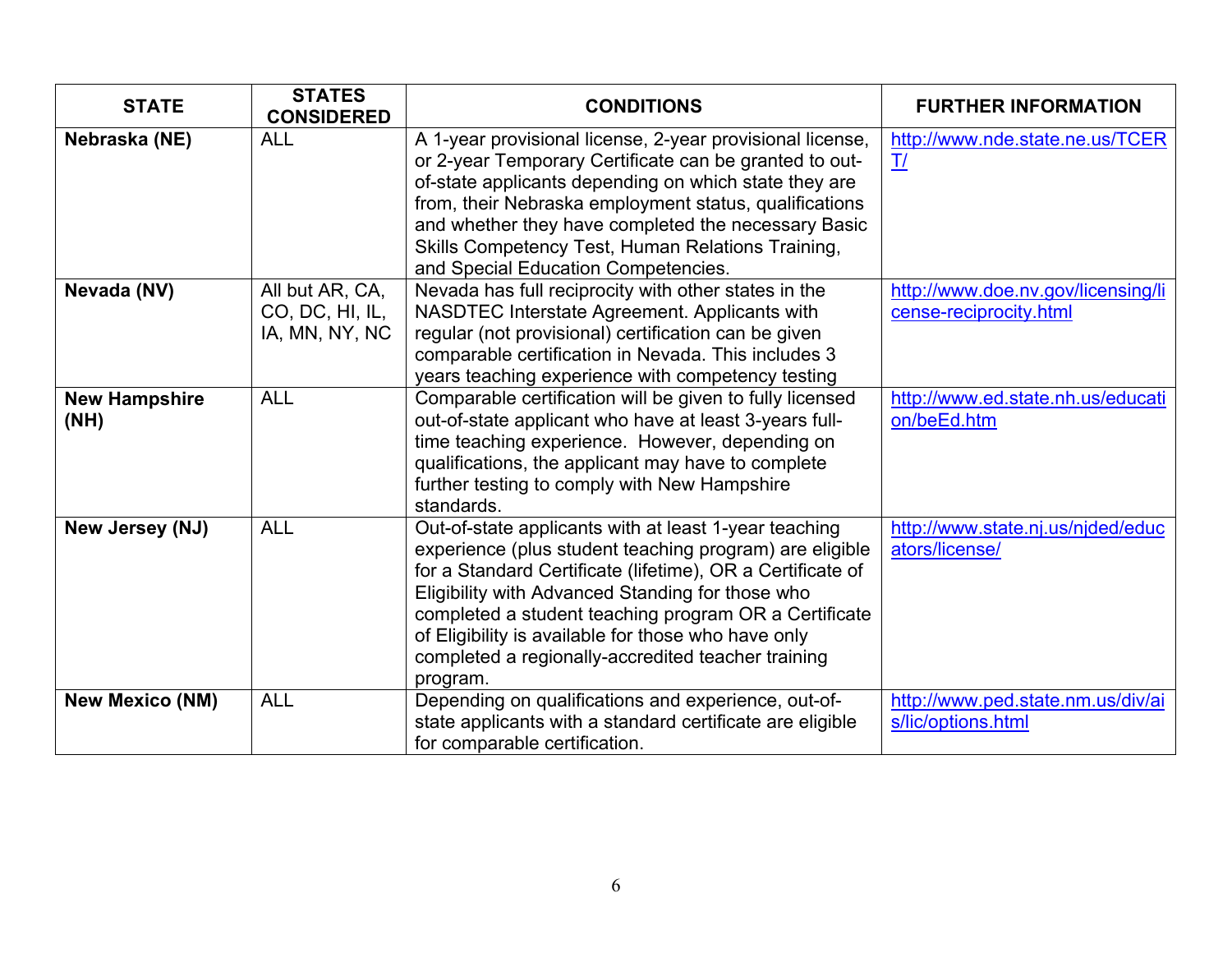| STATE | STATES CONSIDERED | CONDITIONS | FURTHER INFORMATION |
|---|---|---|---|
| **Nebraska (NE)** | ALL | A 1-year provisional license, 2-year provisional license, or 2-year Temporary Certificate can be granted to out-of-state applicants depending on which state they are from, their Nebraska employment status, qualifications and whether they have completed the necessary Basic Skills Competency Test, Human Relations Training, and Special Education Competencies. | http://www.nde.state.ne.us/TCERT/ |
| **Nevada (NV)** | All but AR, CA, CO, DC, HI, IL, IA, MN, NY, NC | Nevada has full reciprocity with other states in the NASDTEC Interstate Agreement. Applicants with regular (not provisional) certification can be given comparable certification in Nevada. This includes 3 years teaching experience with competency testing | http://www.doe.nv.gov/licensing/license-reciprocity.html |
| **New Hampshire (NH)** | ALL | Comparable certification will be given to fully licensed out-of-state applicant who have at least 3-years full-time teaching experience. However, depending on qualifications, the applicant may have to complete further testing to comply with New Hampshire standards. | http://www.ed.state.nh.us/education/beEd.htm |
| **New Jersey (NJ)** | ALL | Out-of-state applicants with at least 1-year teaching experience (plus student teaching program) are eligible for a Standard Certificate (lifetime), OR a Certificate of Eligibility with Advanced Standing for those who completed a student teaching program OR a Certificate of Eligibility is available for those who have only completed a regionally-accredited teacher training program. | http://www.state.nj.us/njded/educators/license/ |
| **New Mexico (NM)** | ALL | Depending on qualifications and experience, out-of-state applicants with a standard certificate are eligible for comparable certification. | http://www.ped.state.nm.us/div/ais/lic/options.html |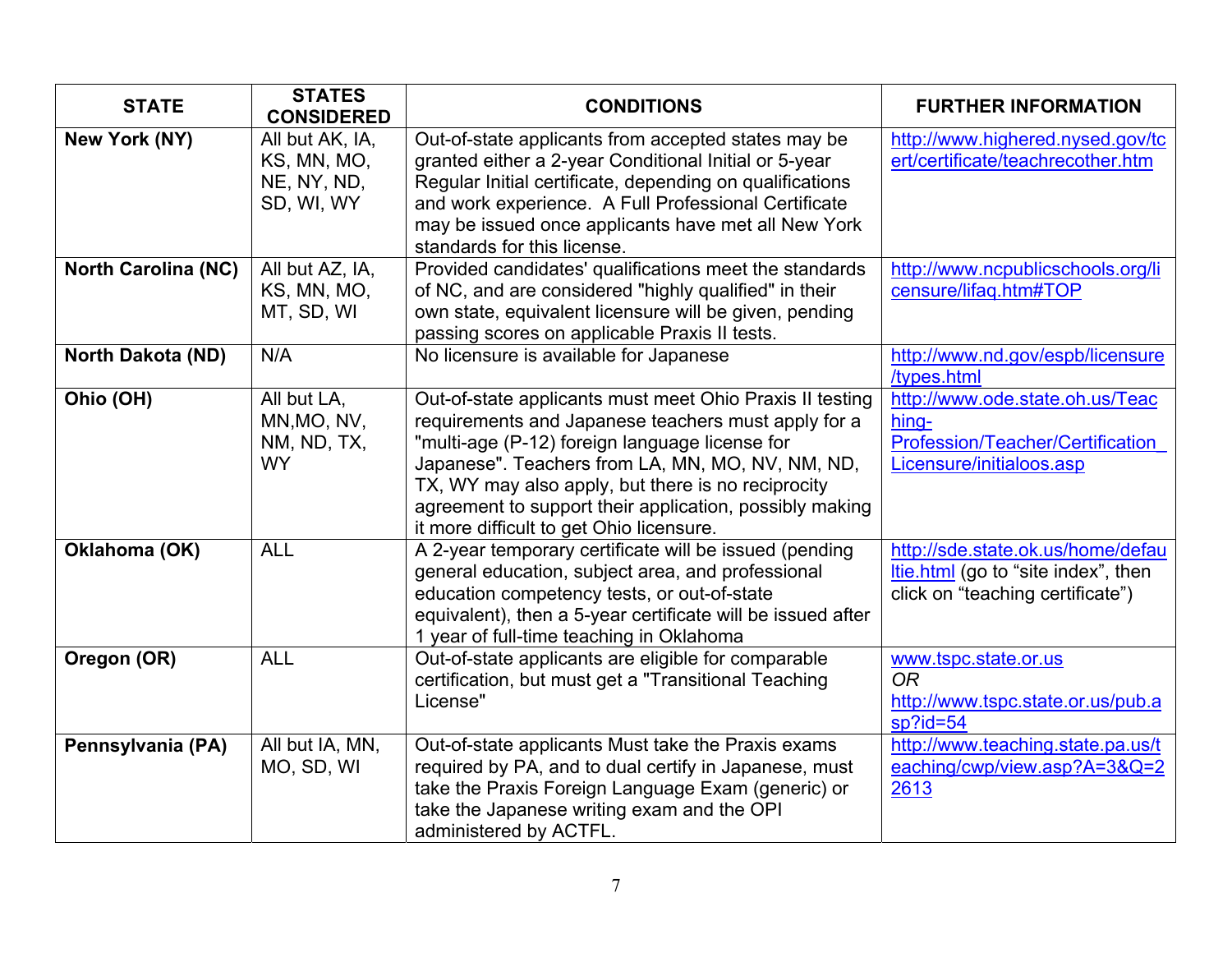| STATE | STATES CONSIDERED | CONDITIONS | FURTHER INFORMATION |
|---|---|---|---|
| **New York (NY)** | All but AK, IA, KS, MN, MO, NE, NY, ND, SD, WI, WY | Out-of-state applicants from accepted states may be granted either a 2-year Conditional Initial or 5-year Regular Initial certificate, depending on qualifications and work experience. A Full Professional Certificate may be issued once applicants have met all New York standards for this license. | http://www.highered.nysed.gov/tcert/certificate/teachrecother.htm |
| **North Carolina (NC)** | All but AZ, IA, KS, MN, MO, MT, SD, WI | Provided candidates' qualifications meet the standards of NC, and are considered "highly qualified" in their own state, equivalent licensure will be given, pending passing scores on applicable Praxis II tests. | http://www.ncpublicschools.org/licensure/lifaq.htm#TOP |
| **North Dakota (ND)** | N/A | No licensure is available for Japanese | http://www.nd.gov/espb/licensure/types.html |
| **Ohio (OH)** | All but LA, MN,MO, NV, NM, ND, TX, WY | Out-of-state applicants must meet Ohio Praxis II testing requirements and Japanese teachers must apply for a "multi-age (P-12) foreign language license for Japanese". Teachers from LA, MN, MO, NV, NM, ND, TX, WY may also apply, but there is no reciprocity agreement to support their application, possibly making it more difficult to get Ohio licensure. | http://www.ode.state.oh.us/Teaching-Profession/Teacher/Certification_Licensure/initialoos.asp |
| **Oklahoma (OK)** | ALL | A 2-year temporary certificate will be issued (pending general education, subject area, and professional education competency tests, or out-of-state equivalent), then a 5-year certificate will be issued after 1 year of full-time teaching in Oklahoma | http://sde.state.ok.us/home/defaultie.html (go to "site index", then click on "teaching certificate") |
| **Oregon (OR)** | ALL | Out-of-state applicants are eligible for comparable certification, but must get a "Transitional Teaching License" | www.tspc.state.or.us *OR* http://www.tspc.state.or.us/pub.asp?id=54 |
| **Pennsylvania (PA)** | All but IA, MN, MO, SD, WI | Out-of-state applicants Must take the Praxis exams required by PA, and to dual certify in Japanese, must take the Praxis Foreign Language Exam (generic) or take the Japanese writing exam and the OPI administered by ACTFL. | http://www.teaching.state.pa.us/teaching/cwp/view.asp?A=3&Q=22613 |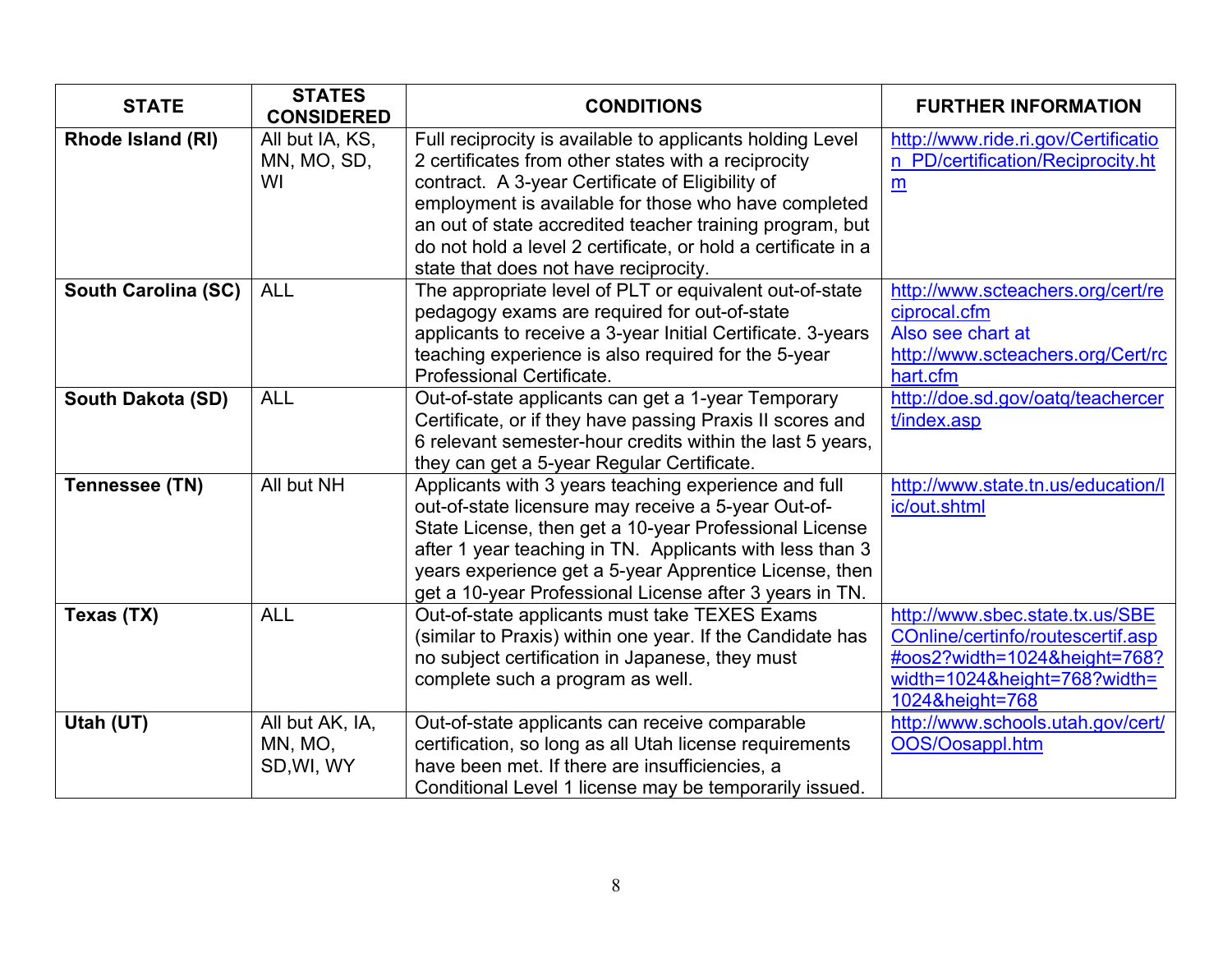| STATE | STATES CONSIDERED | CONDITIONS | FURTHER INFORMATION |
|---|---|---|---|
| **Rhode Island (RI)** | All but IA, KS, MN, MO, SD, WI | Full reciprocity is available to applicants holding Level 2 certificates from other states with a reciprocity contract. A 3-year Certificate of Eligibility of employment is available for those who have completed an out of state accredited teacher training program, but do not hold a level 2 certificate, or hold a certificate in a state that does not have reciprocity. | http://www.ride.ri.gov/Certification_PD/certification/Reciprocity.htm |
| **South Carolina (SC)** | ALL | The appropriate level of PLT or equivalent out-of-state pedagogy exams are required for out-of-state applicants to receive a 3-year Initial Certificate. 3-years teaching experience is also required for the 5-year Professional Certificate. | http://www.scteachers.org/cert/reciprocal.cfm Also see chart at http://www.scteachers.org/Cert/rchart.cfm |
| **South Dakota (SD)** | ALL | Out-of-state applicants can get a 1-year Temporary Certificate, or if they have passing Praxis II scores and 6 relevant semester-hour credits within the last 5 years, they can get a 5-year Regular Certificate. | http://doe.sd.gov/oatq/teachercert/index.asp |
| **Tennessee (TN)** | All but NH | Applicants with 3 years teaching experience and full out-of-state licensure may receive a 5-year Out-of-State License, then get a 10-year Professional License after 1 year teaching in TN. Applicants with less than 3 years experience get a 5-year Apprentice License, then get a 10-year Professional License after 3 years in TN. | http://www.state.tn.us/education/lic/out.shtml |
| **Texas (TX)** | ALL | Out-of-state applicants must take TEXES Exams (similar to Praxis) within one year. If the Candidate has no subject certification in Japanese, they must complete such a program as well. | http://www.sbec.state.tx.us/SBECOnline/certinfo/routescertif.asp#oos2?width=1024&height=768?width=1024&height=768?width=1024&height=768 |
| **Utah (UT)** | All but AK, IA, MN, MO, SD,WI, WY | Out-of-state applicants can receive comparable certification, so long as all Utah license requirements have been met. If there are insufficiencies, a Conditional Level 1 license may be temporarily issued. | http://www.schools.utah.gov/cert/OOS/Oosappl.htm |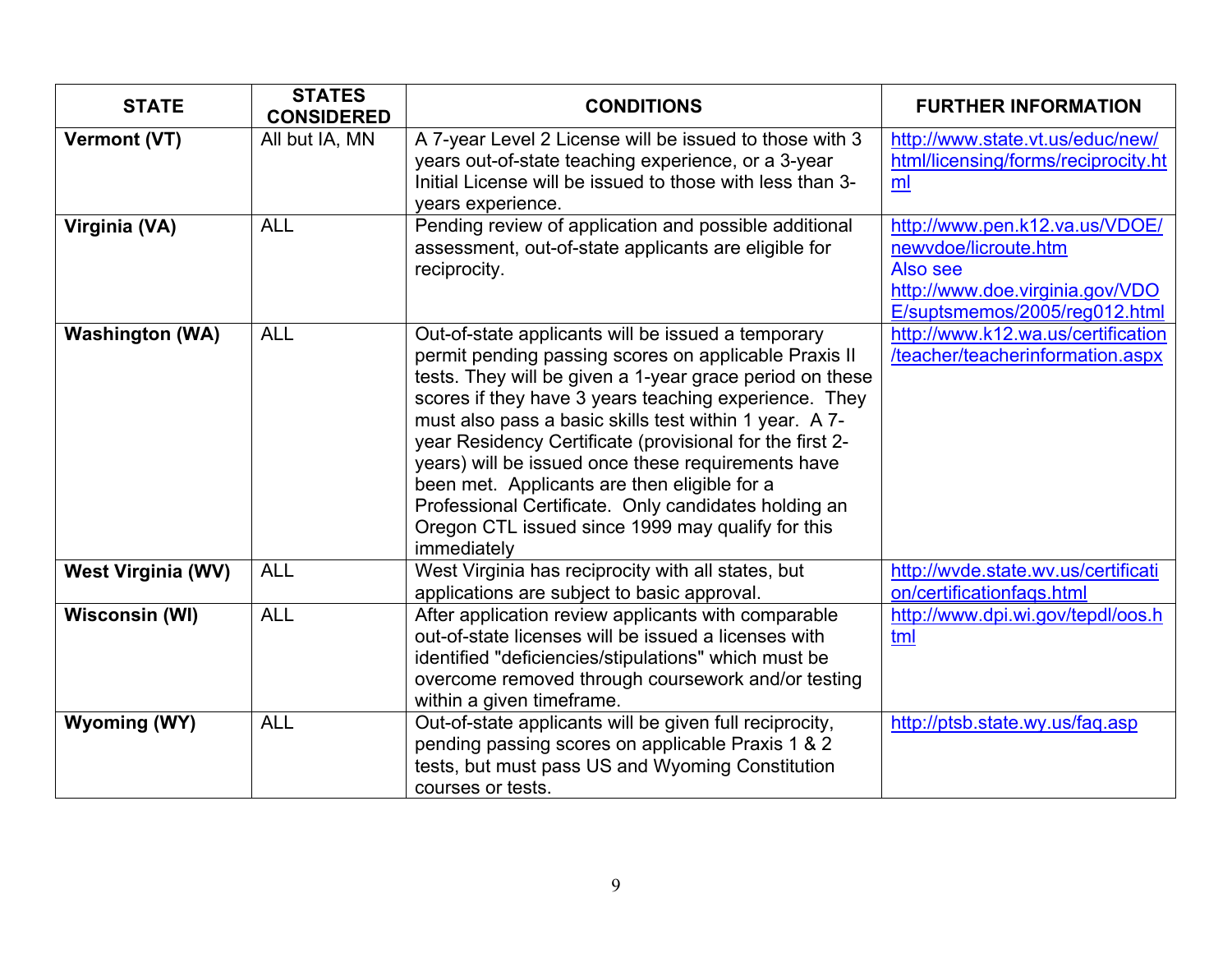| STATE | STATES CONSIDERED | CONDITIONS | FURTHER INFORMATION |
|---|---|---|---|
| **Vermont (VT)** | All but IA, MN | A 7-year Level 2 License will be issued to those with 3 years out-of-state teaching experience, or a 3-year Initial License will be issued to those with less than 3-years experience. | http://www.state.vt.us/educ/new/html/licensing/forms/reciprocity.html |
| **Virginia (VA)** | ALL | Pending review of application and possible additional assessment, out-of-state applicants are eligible for reciprocity. | http://www.pen.k12.va.us/VDOE/newvdoe/licroute.htm Also see http://www.doe.virginia.gov/VDOE/suptsmemos/2005/reg012.html |
| **Washington (WA)** | ALL | Out-of-state applicants will be issued a temporary permit pending passing scores on applicable Praxis II tests. They will be given a 1-year grace period on these scores if they have 3 years teaching experience. They must also pass a basic skills test within 1 year. A 7-year Residency Certificate (provisional for the first 2-years) will be issued once these requirements have been met. Applicants are then eligible for a Professional Certificate. Only candidates holding an Oregon CTL issued since 1999 may qualify for this immediately | http://www.k12.wa.us/certification/teacher/teacherinformation.aspx |
| **West Virginia (WV)** | ALL | West Virginia has reciprocity with all states, but applications are subject to basic approval. | http://wvde.state.wv.us/certification/certificationfaqs.html |
| **Wisconsin (WI)** | ALL | After application review applicants with comparable out-of-state licenses will be issued a licenses with identified "deficiencies/stipulations" which must be overcome removed through coursework and/or testing within a given timeframe. | http://www.dpi.wi.gov/tepdl/oos.html |
| **Wyoming (WY)** | ALL | Out-of-state applicants will be given full reciprocity, pending passing scores on applicable Praxis 1 & 2 tests, but must pass US and Wyoming Constitution courses or tests. | http://ptsb.state.wy.us/faq.asp |